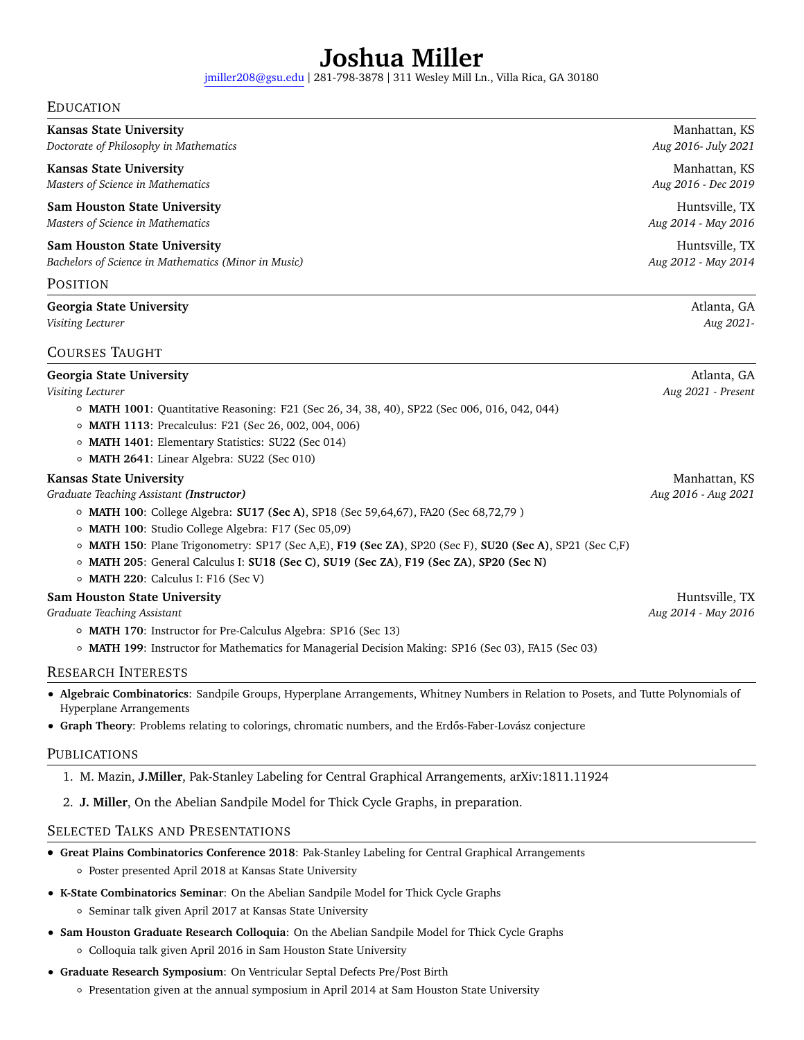# Joshua Miller

jmiller208@gsu.edu | 281-798-3878 | 311 Wesley Mill Ln., Villa Rica, GA 30180

## Education

**Kansas State University** — Manhattan, KS
*Doctorate of Philosophy in Mathematics* — *Aug 2016- July 2021*

**Kansas State University** — Manhattan, KS
*Masters of Science in Mathematics* — *Aug 2016 - Dec 2019*

**Sam Houston State University** — Huntsville, TX
*Masters of Science in Mathematics* — *Aug 2014 - May 2016*

**Sam Houston State University** — Huntsville, TX
*Bachelors of Science in Mathematics (Minor in Music)* — *Aug 2012 - May 2014*

## Position

**Georgia State University** — Atlanta, GA
*Visiting Lecturer* — *Aug 2021-*

## Courses Taught

**Georgia State University** — Atlanta, GA
*Visiting Lecturer* — *Aug 2021 - Present*

- **MATH 1001**: Quantitative Reasoning: F21 (Sec 26, 34, 38, 40), SP22 (Sec 006, 016, 042, 044)
- **MATH 1113**: Precalculus: F21 (Sec 26, 002, 004, 006)
- **MATH 1401**: Elementary Statistics: SU22 (Sec 014)
- **MATH 2641**: Linear Algebra: SU22 (Sec 010)

**Kansas State University** — Manhattan, KS
*Graduate Teaching Assistant* ***(Instructor)*** — *Aug 2016 - Aug 2021*

- **MATH 100**: College Algebra: **SU17 (Sec A)**, SP18 (Sec 59,64,67), FA20 (Sec 68,72,79 )
- **MATH 100**: Studio College Algebra: F17 (Sec 05,09)
- **MATH 150**: Plane Trigonometry: SP17 (Sec A,E), **F19 (Sec ZA)**, SP20 (Sec F), **SU20 (Sec A)**, SP21 (Sec C,F)
- **MATH 205**: General Calculus I: **SU18 (Sec C)**, **SU19 (Sec ZA)**, **F19 (Sec ZA)**, **SP20 (Sec N)**
- **MATH 220**: Calculus I: F16 (Sec V)

**Sam Houston State University** — Huntsville, TX
*Graduate Teaching Assistant* — *Aug 2014 - May 2016*

- **MATH 170**: Instructor for Pre-Calculus Algebra: SP16 (Sec 13)
- **MATH 199**: Instructor for Mathematics for Managerial Decision Making: SP16 (Sec 03), FA15 (Sec 03)

## Research Interests

- **Algebraic Combinatorics**: Sandpile Groups, Hyperplane Arrangements, Whitney Numbers in Relation to Posets, and Tutte Polynomials of Hyperplane Arrangements
- **Graph Theory**: Problems relating to colorings, chromatic numbers, and the Erdős-Faber-Lovász conjecture

## Publications

1. M. Mazin, **J.Miller**, Pak-Stanley Labeling for Central Graphical Arrangements, arXiv:1811.11924
2. **J. Miller**, On the Abelian Sandpile Model for Thick Cycle Graphs, in preparation.

## Selected Talks and Presentations

- **Great Plains Combinatorics Conference 2018**: Pak-Stanley Labeling for Central Graphical Arrangements
  - Poster presented April 2018 at Kansas State University
- **K-State Combinatorics Seminar**: On the Abelian Sandpile Model for Thick Cycle Graphs
  - Seminar talk given April 2017 at Kansas State University
- **Sam Houston Graduate Research Colloquia**: On the Abelian Sandpile Model for Thick Cycle Graphs
  - Colloquia talk given April 2016 in Sam Houston State University
- **Graduate Research Symposium**: On Ventricular Septal Defects Pre/Post Birth
  - Presentation given at the annual symposium in April 2014 at Sam Houston State University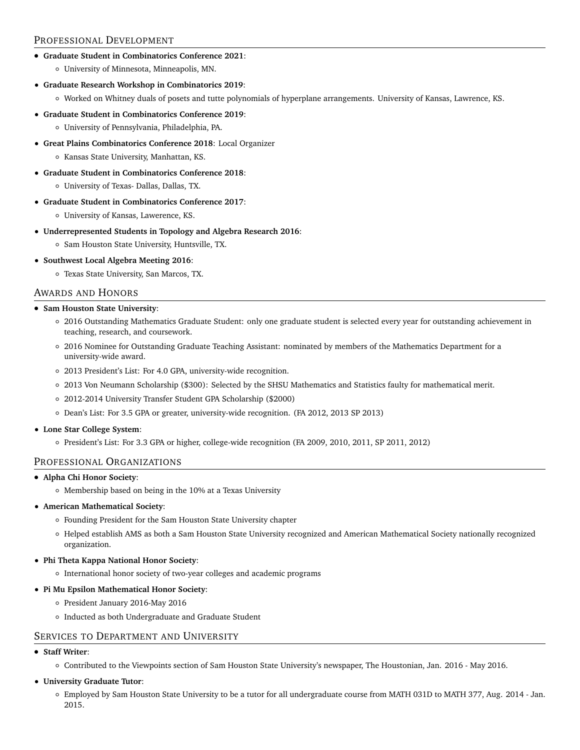## Professional Development

- **Graduate Student in Combinatorics Conference 2021**:
  - University of Minnesota, Minneapolis, MN.
- **Graduate Research Workshop in Combinatorics 2019**:
  - Worked on Whitney duals of posets and tutte polynomials of hyperplane arrangements. University of Kansas, Lawrence, KS.
- **Graduate Student in Combinatorics Conference 2019**:
  - University of Pennsylvania, Philadelphia, PA.
- **Great Plains Combinatorics Conference 2018**: Local Organizer
  - Kansas State University, Manhattan, KS.
- **Graduate Student in Combinatorics Conference 2018**:
  - University of Texas- Dallas, Dallas, TX.
- **Graduate Student in Combinatorics Conference 2017**:
  - University of Kansas, Lawerence, KS.
- **Underrepresented Students in Topology and Algebra Research 2016**:
  - Sam Houston State University, Huntsville, TX.
- **Southwest Local Algebra Meeting 2016**:
  - Texas State University, San Marcos, TX.

## Awards and Honors

- **Sam Houston State University**:
  - 2016 Outstanding Mathematics Graduate Student: only one graduate student is selected every year for outstanding achievement in teaching, research, and coursework.
  - 2016 Nominee for Outstanding Graduate Teaching Assistant: nominated by members of the Mathematics Department for a university-wide award.
  - 2013 President's List: For 4.0 GPA, university-wide recognition.
  - 2013 Von Neumann Scholarship ($300): Selected by the SHSU Mathematics and Statistics faulty for mathematical merit.
  - 2012-2014 University Transfer Student GPA Scholarship ($2000)
  - Dean's List: For 3.5 GPA or greater, university-wide recognition. (FA 2012, 2013 SP 2013)
- **Lone Star College System**:
  - President's List: For 3.3 GPA or higher, college-wide recognition (FA 2009, 2010, 2011, SP 2011, 2012)

## Professional Organizations

- **Alpha Chi Honor Society**:
  - Membership based on being in the 10% at a Texas University
- **American Mathematical Society**:
  - Founding President for the Sam Houston State University chapter
  - Helped establish AMS as both a Sam Houston State University recognized and American Mathematical Society nationally recognized organization.
- **Phi Theta Kappa National Honor Society**:
  - International honor society of two-year colleges and academic programs
- **Pi Mu Epsilon Mathematical Honor Society**:
  - President January 2016-May 2016
  - Inducted as both Undergraduate and Graduate Student

## Services to Department and University

- **Staff Writer**:
  - Contributed to the Viewpoints section of Sam Houston State University's newspaper, The Houstonian, Jan. 2016 - May 2016.
- **University Graduate Tutor**:
  - Employed by Sam Houston State University to be a tutor for all undergraduate course from MATH 031D to MATH 377, Aug. 2014 - Jan. 2015.